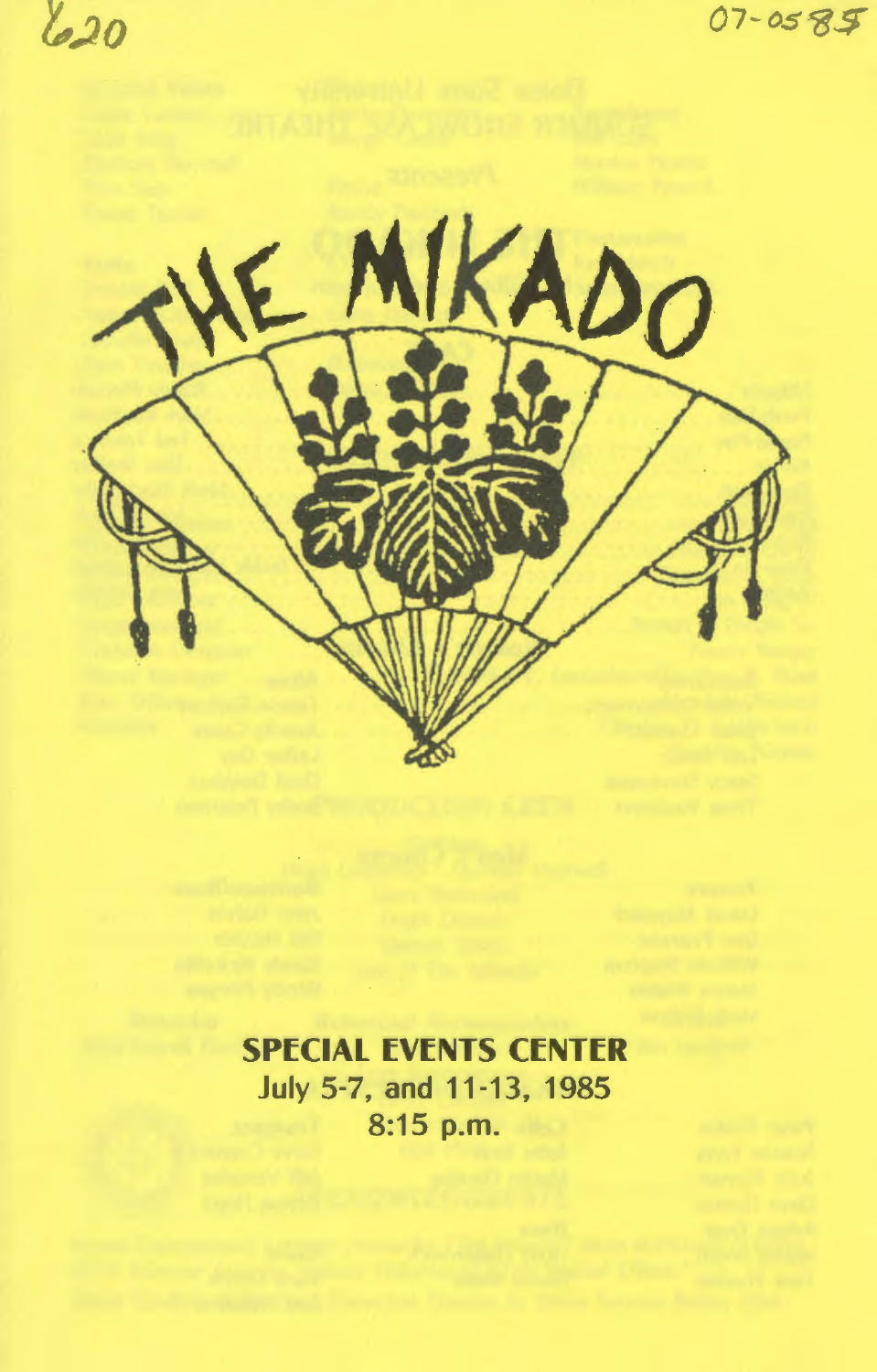620

07-0585

# THE MIKADO

**SPECIAL EVENTS CENTER**

**July 5-7, and 11-13, 1985**

**8:15 p.m.**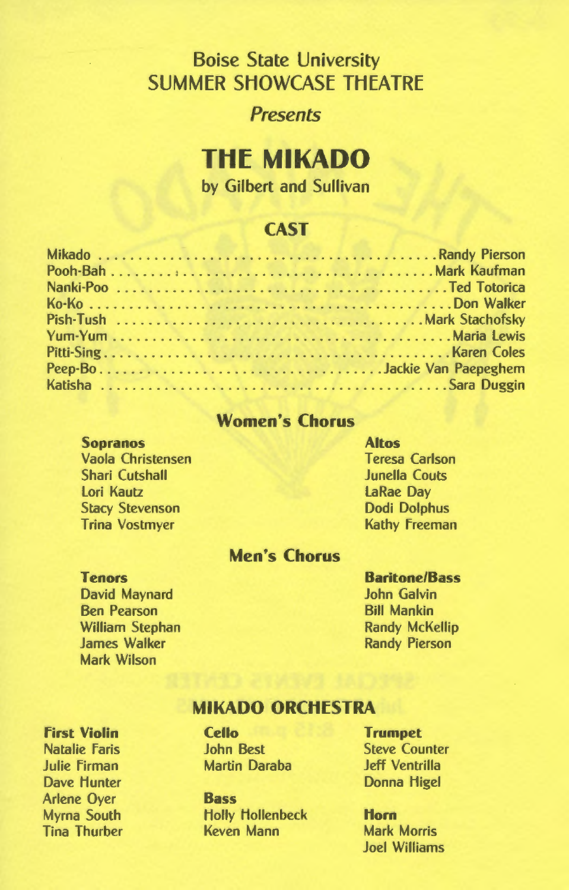# Boise State University
# SUMMER SHOWCASE THEATRE

*Presents*

# THE MIKADO

by Gilbert and Sullivan

## CAST

Mikado . . . . . . . . . . . . . . . . . . . . . . . . . . . . . . . . . . . . . . . . Randy Pierson
Pooh-Bah . . . . . . . . . . . . . . . . . . . . . . . . . . . . . . . . . . . . . . . . Mark Kaufman
Nanki-Poo . . . . . . . . . . . . . . . . . . . . . . . . . . . . . . . . . . . . . . . . Ted Totorica
Ko-Ko . . . . . . . . . . . . . . . . . . . . . . . . . . . . . . . . . . . . . . . . Don Walker
Pish-Tush . . . . . . . . . . . . . . . . . . . . . . . . . . . . . . . . . . . . . . . . Mark Stachofsky
Yum-Yum . . . . . . . . . . . . . . . . . . . . . . . . . . . . . . . . . . . . . . . . Maria Lewis
Pitti-Sing . . . . . . . . . . . . . . . . . . . . . . . . . . . . . . . . . . . . . . . . Karen Coles
Peep-Bo . . . . . . . . . . . . . . . . . . . . . . . . . . . . . . . . . . . . . . . . Jackie Van Paepeghem
Katisha . . . . . . . . . . . . . . . . . . . . . . . . . . . . . . . . . . . . . . . . Sara Duggin

## Women's Chorus

**Sopranos**
Vaola Christensen
Shari Cutshall
Lori Kautz
Stacy Stevenson
Trina Vostmyer

**Altos**
Teresa Carlson
Junella Couts
LaRae Day
Dodi Dolphus
Kathy Freeman

## Men's Chorus

**Tenors**
David Maynard
Ben Pearson
William Stephan
James Walker
Mark Wilson

**Baritone/Bass**
John Galvin
Bill Mankin
Randy McKellip
Randy Pierson

## MIKADO ORCHESTRA

**First Violin**
Natalie Faris
Julie Firman
Dave Hunter
Arlene Oyer
Myrna South
Tina Thurber

**Cello**
John Best
Martin Daraba

**Bass**
Holly Hollenbeck
Keven Mann

**Trumpet**
Steve Counter
Jeff Ventrilla
Donna Higel

**Horn**
Mark Morris
Joel Williams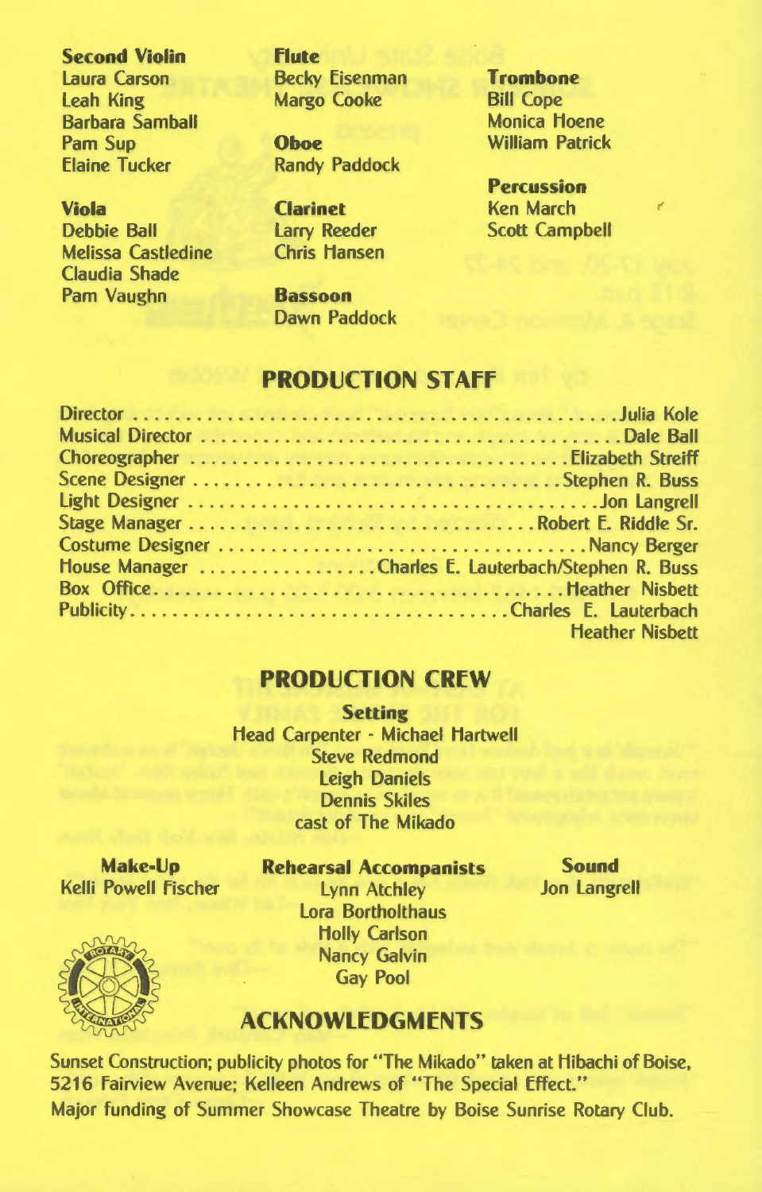**Second Violin**
Laura Carson
Leah King
Barbara Samball
Pam Sup
Elaine Tucker

**Viola**
Debbie Ball
Melissa Castledine
Claudia Shade
Pam Vaughn

**Flute**
Becky Eisenman
Margo Cooke

**Oboe**
Randy Paddock

**Clarinet**
Larry Reeder
Chris Hansen

**Bassoon**
Dawn Paddock

**Trombone**
Bill Cope
Monica Hoene
William Patrick

**Percussion**
Ken March
Scott Campbell

## PRODUCTION STAFF

Director ........................................................ Julia Kole
Musical Director ............................................. Dale Ball
Choreographer ............................................... Elizabeth Streiff
Scene Designer ............................................... Stephen R. Buss
Light Designer ................................................ Jon Langrell
Stage Manager ................................................ Robert E. Riddle Sr.
Costume Designer ............................................ Nancy Berger
House Manager ................................... Charles E. Lauterbach/Stephen R. Buss
Box Office ....................................................... Heather Nisbett
Publicity ......................................................... Charles E. Lauterbach
Heather Nisbett

## PRODUCTION CREW

**Setting**
Head Carpenter - Michael Hartwell
Steve Redmond
Leigh Daniels
Dennis Skiles
cast of The Mikado

**Make-Up**
Kelli Powell Fischer

**Rehearsal Accompanists**
Lynn Atchley
Lora Bortholthaus
Holly Carlson
Nancy Galvin
Gay Pool

**Sound**
Jon Langrell

## ACKNOWLEDGMENTS

Sunset Construction; publicity photos for "The Mikado" taken at Hibachi of Boise, 5216 Fairview Avenue; Kelleen Andrews of "The Special Effect."
Major funding of Summer Showcase Theatre by Boise Sunrise Rotary Club.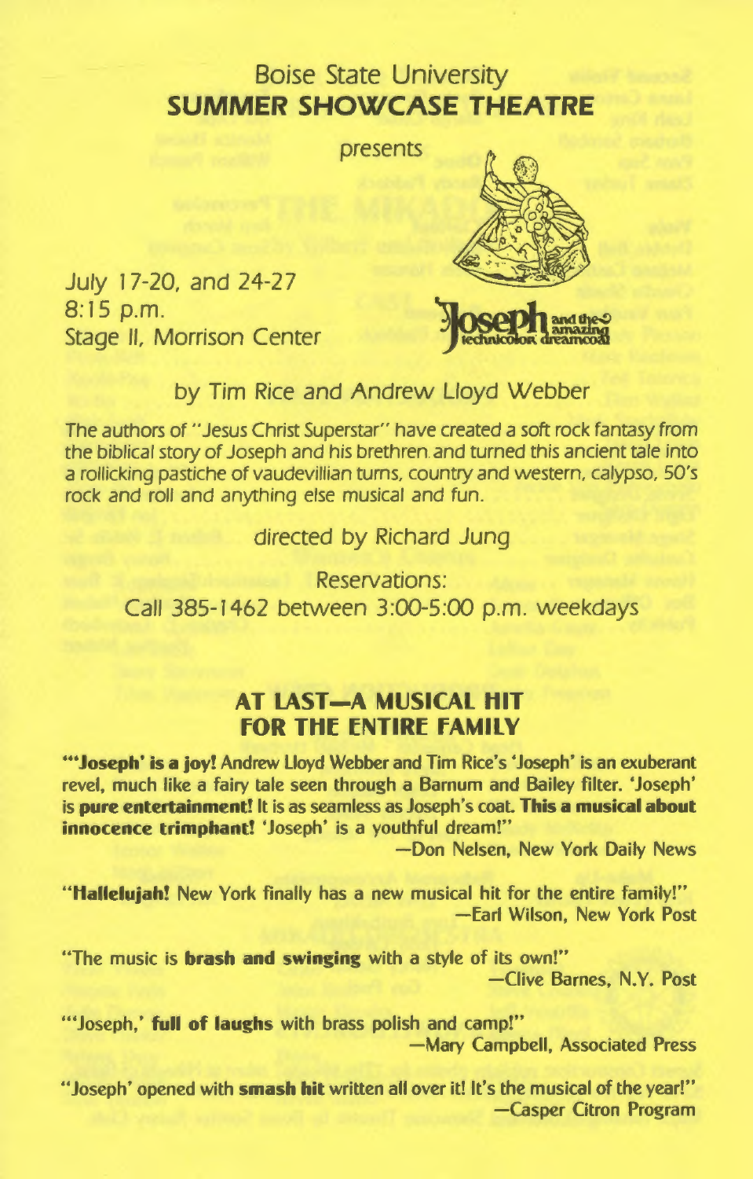# Boise State University
## SUMMER SHOWCASE THEATRE

presents

July 17-20, and 24-27
8:15 p.m.
Stage II, Morrison Center

Joseph and the amazing technicolor dreamcoat

by Tim Rice and Andrew Lloyd Webber

The authors of "Jesus Christ Superstar" have created a soft rock fantasy from the biblical story of Joseph and his brethren and turned this ancient tale into a rollicking pastiche of vaudevillian turns, country and western, calypso, 50's rock and roll and anything else musical and fun.

directed by Richard Jung

Reservations:
Call 385-1462 between 3:00-5:00 p.m. weekdays

## AT LAST—A MUSICAL HIT FOR THE ENTIRE FAMILY

"**'Joseph' is a joy!** Andrew Lloyd Webber and Tim Rice's 'Joseph' is an exuberant revel, much like a fairy tale seen through a Barnum and Bailey filter. 'Joseph' is **pure entertainment!** It is as seamless as Joseph's coat. **This a musical about innocence trimphant!** 'Joseph' is a youthful dream!"
—Don Nelsen, New York Daily News

"**Hallelujah!** New York finally has a new musical hit for the entire family!"
—Earl Wilson, New York Post

"The music is **brash and swinging** with a style of its own!"
—Clive Barnes, N.Y. Post

"'Joseph,' **full of laughs** with brass polish and camp!"
—Mary Campbell, Associated Press

"'Joseph' opened with **smash hit** written all over it! It's the musical of the year!"
—Casper Citron Program